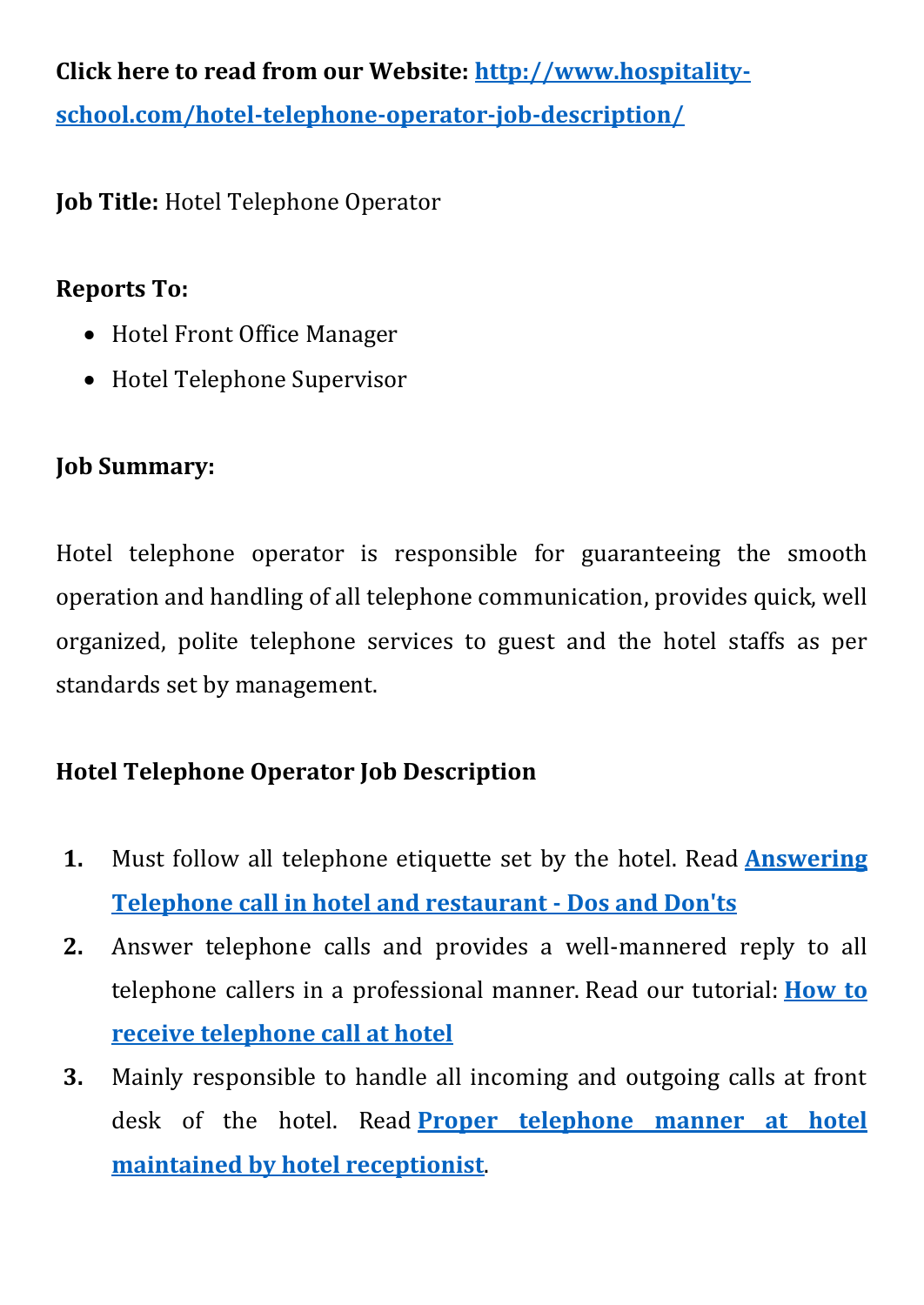**Click here to read from our Website:** [http://www.hospitality-school.com/hotel-telephone-operator-job-description/](http://www.hospitality-school.com/hotel-telephone-operator-job-description/)

**Job Title:** Hotel Telephone Operator

**Reports To:**

- Hotel Front Office Manager
- Hotel Telephone Supervisor

**Job Summary:**

Hotel telephone operator is responsible for guaranteeing the smooth operation and handling of all telephone communication, provides quick, well organized, polite telephone services to guest and the hotel staffs as per standards set by management.

**Hotel Telephone Operator Job Description**

1. Must follow all telephone etiquette set by the hotel. Read **Answering Telephone call in hotel and restaurant - Dos and Don'ts**
2. Answer telephone calls and provides a well-mannered reply to all telephone callers in a professional manner. Read our tutorial: **How to receive telephone call at hotel**
3. Mainly responsible to handle all incoming and outgoing calls at front desk of the hotel. Read **Proper telephone manner at hotel maintained by hotel receptionist**.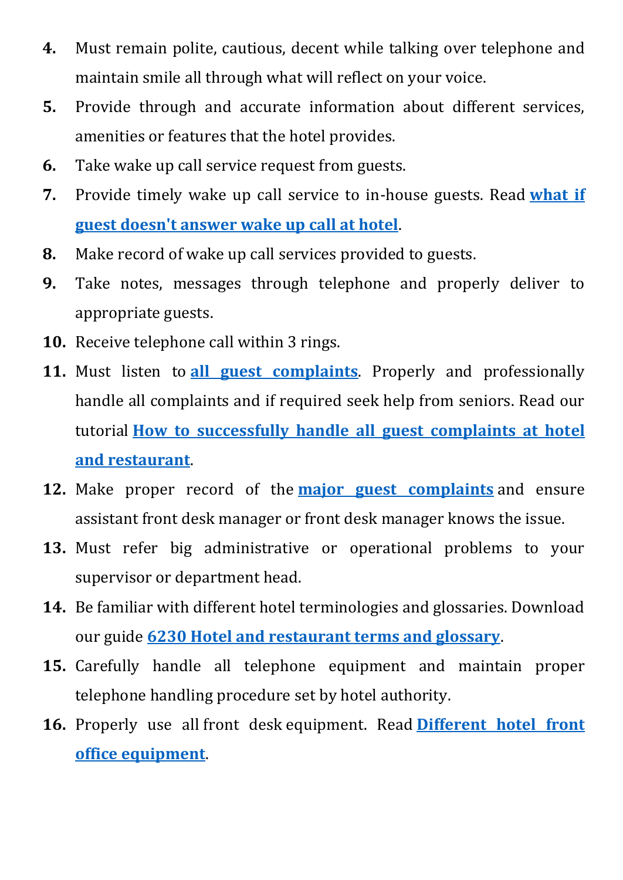4. Must remain polite, cautious, decent while talking over telephone and maintain smile all through what will reflect on your voice.
5. Provide through and accurate information about different services, amenities or features that the hotel provides.
6. Take wake up call service request from guests.
7. Provide timely wake up call service to in-house guests. Read **what if guest doesn't answer wake up call at hotel**.
8. Make record of wake up call services provided to guests.
9. Take notes, messages through telephone and properly deliver to appropriate guests.
10. Receive telephone call within 3 rings.
11. Must listen to **all guest complaints**. Properly and professionally handle all complaints and if required seek help from seniors. Read our tutorial **How to successfully handle all guest complaints at hotel and restaurant**.
12. Make proper record of the **major guest complaints** and ensure assistant front desk manager or front desk manager knows the issue.
13. Must refer big administrative or operational problems to your supervisor or department head.
14. Be familiar with different hotel terminologies and glossaries. Download our guide **6230 Hotel and restaurant terms and glossary**.
15. Carefully handle all telephone equipment and maintain proper telephone handling procedure set by hotel authority.
16. Properly use all front desk equipment. Read **Different hotel front office equipment**.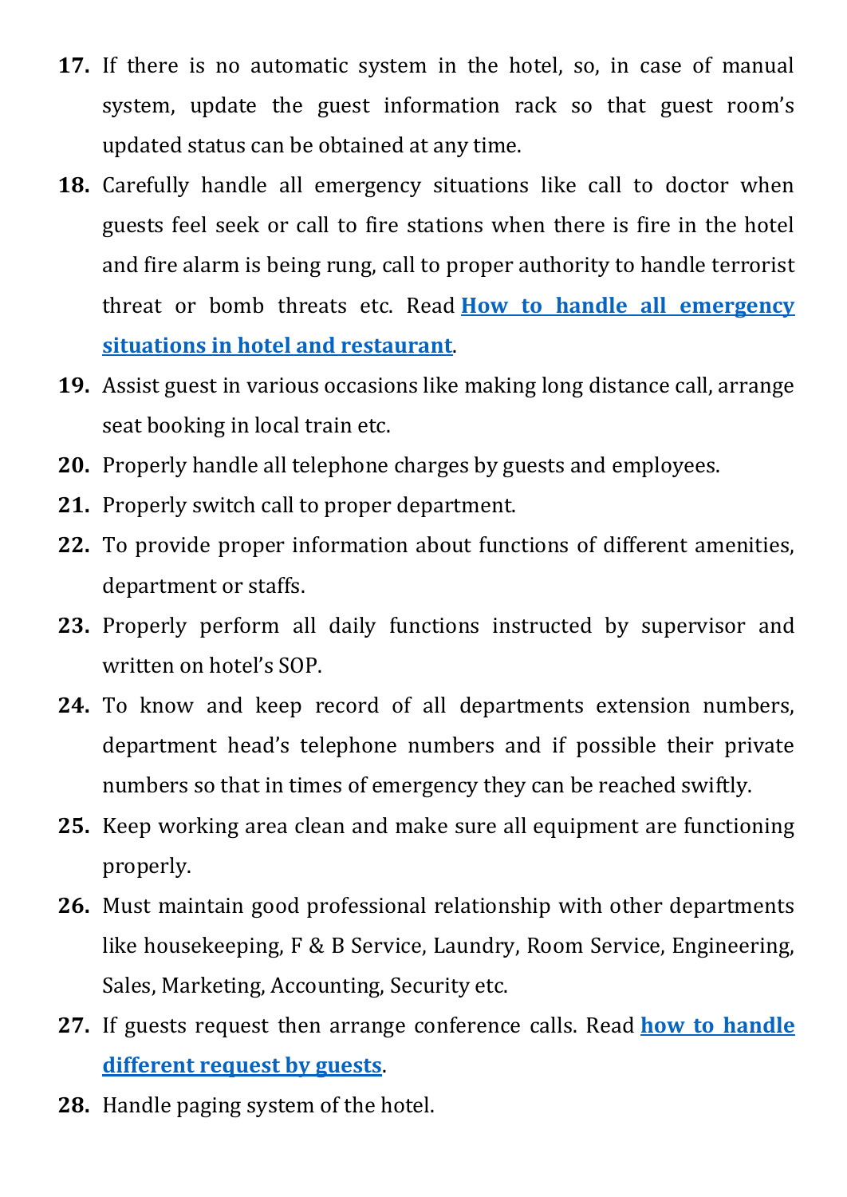17. If there is no automatic system in the hotel, so, in case of manual system, update the guest information rack so that guest room's updated status can be obtained at any time.
18. Carefully handle all emergency situations like call to doctor when guests feel seek or call to fire stations when there is fire in the hotel and fire alarm is being rung, call to proper authority to handle terrorist threat or bomb threats etc. Read **How to handle all emergency situations in hotel and restaurant**.
19. Assist guest in various occasions like making long distance call, arrange seat booking in local train etc.
20. Properly handle all telephone charges by guests and employees.
21. Properly switch call to proper department.
22. To provide proper information about functions of different amenities, department or staffs.
23. Properly perform all daily functions instructed by supervisor and written on hotel's SOP.
24. To know and keep record of all departments extension numbers, department head's telephone numbers and if possible their private numbers so that in times of emergency they can be reached swiftly.
25. Keep working area clean and make sure all equipment are functioning properly.
26. Must maintain good professional relationship with other departments like housekeeping, F & B Service, Laundry, Room Service, Engineering, Sales, Marketing, Accounting, Security etc.
27. If guests request then arrange conference calls. Read **how to handle different request by guests**.
28. Handle paging system of the hotel.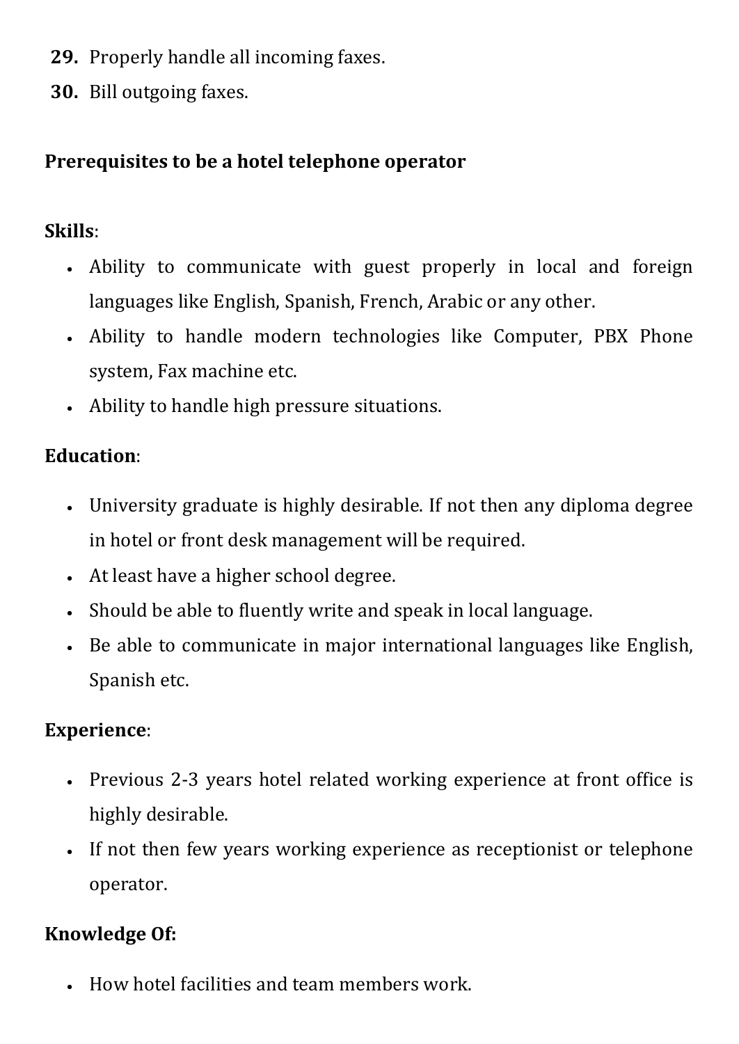29. Properly handle all incoming faxes.
30. Bill outgoing faxes.

**Prerequisites to be a hotel telephone operator**

**Skills**:

- Ability to communicate with guest properly in local and foreign languages like English, Spanish, French, Arabic or any other.
- Ability to handle modern technologies like Computer, PBX Phone system, Fax machine etc.
- Ability to handle high pressure situations.

**Education**:

- University graduate is highly desirable. If not then any diploma degree in hotel or front desk management will be required.
- At least have a higher school degree.
- Should be able to fluently write and speak in local language.
- Be able to communicate in major international languages like English, Spanish etc.

**Experience**:

- Previous 2-3 years hotel related working experience at front office is highly desirable.
- If not then few years working experience as receptionist or telephone operator.

**Knowledge Of:**

- How hotel facilities and team members work.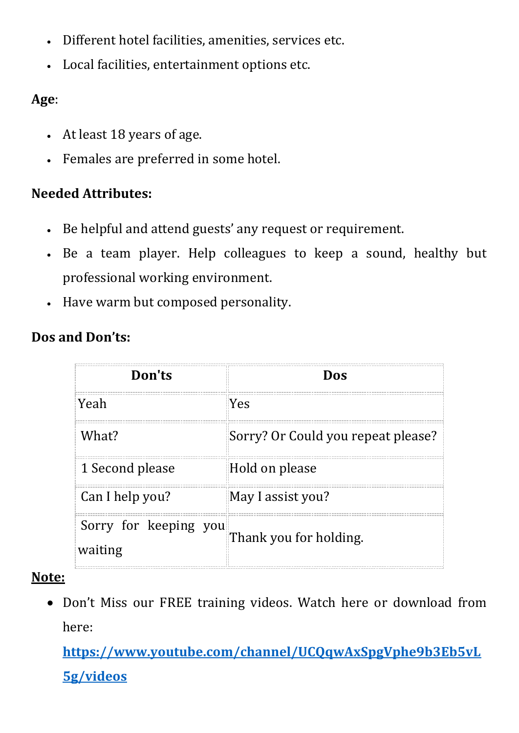- Different hotel facilities, amenities, services etc.
- Local facilities, entertainment options etc.

**Age**:

- At least 18 years of age.
- Females are preferred in some hotel.

**Needed Attributes:**

- Be helpful and attend guests' any request or requirement.
- Be a team player. Help colleagues to keep a sound, healthy but professional working environment.
- Have warm but composed personality.

**Dos and Don'ts:**

| Don'ts | Dos |
|---|---|
| Yeah | Yes |
| What? | Sorry? Or Could you repeat please? |
| 1 Second please | Hold on please |
| Can I help you? | May I assist you? |
| Sorry for keeping you waiting | Thank you for holding. |

**Note:**

- Don't Miss our FREE training videos. Watch here or download from here:
  **https://www.youtube.com/channel/UCQqwAxSpgVphe9b3Eb5vL5g/videos**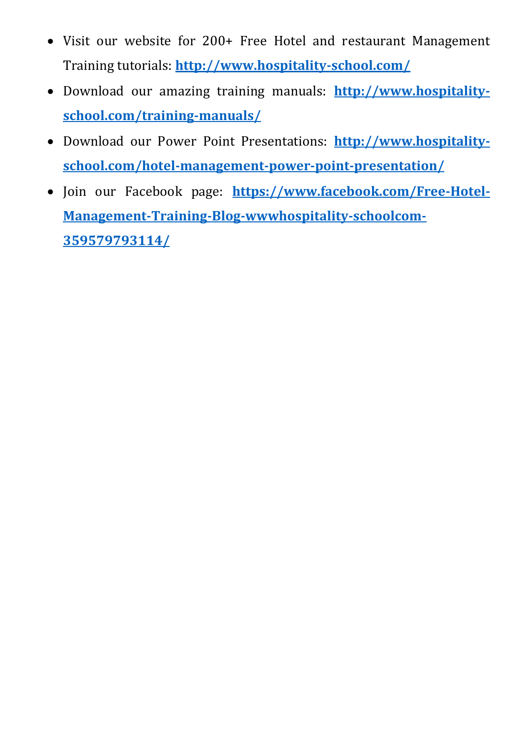- Visit our website for 200+ Free Hotel and restaurant Management Training tutorials: **http://www.hospitality-school.com/**
- Download our amazing training manuals: **http://www.hospitality-school.com/training-manuals/**
- Download our Power Point Presentations: **http://www.hospitality-school.com/hotel-management-power-point-presentation/**
- Join our Facebook page: **https://www.facebook.com/Free-Hotel-Management-Training-Blog-wwwhospitality-schoolcom-359579793114/**